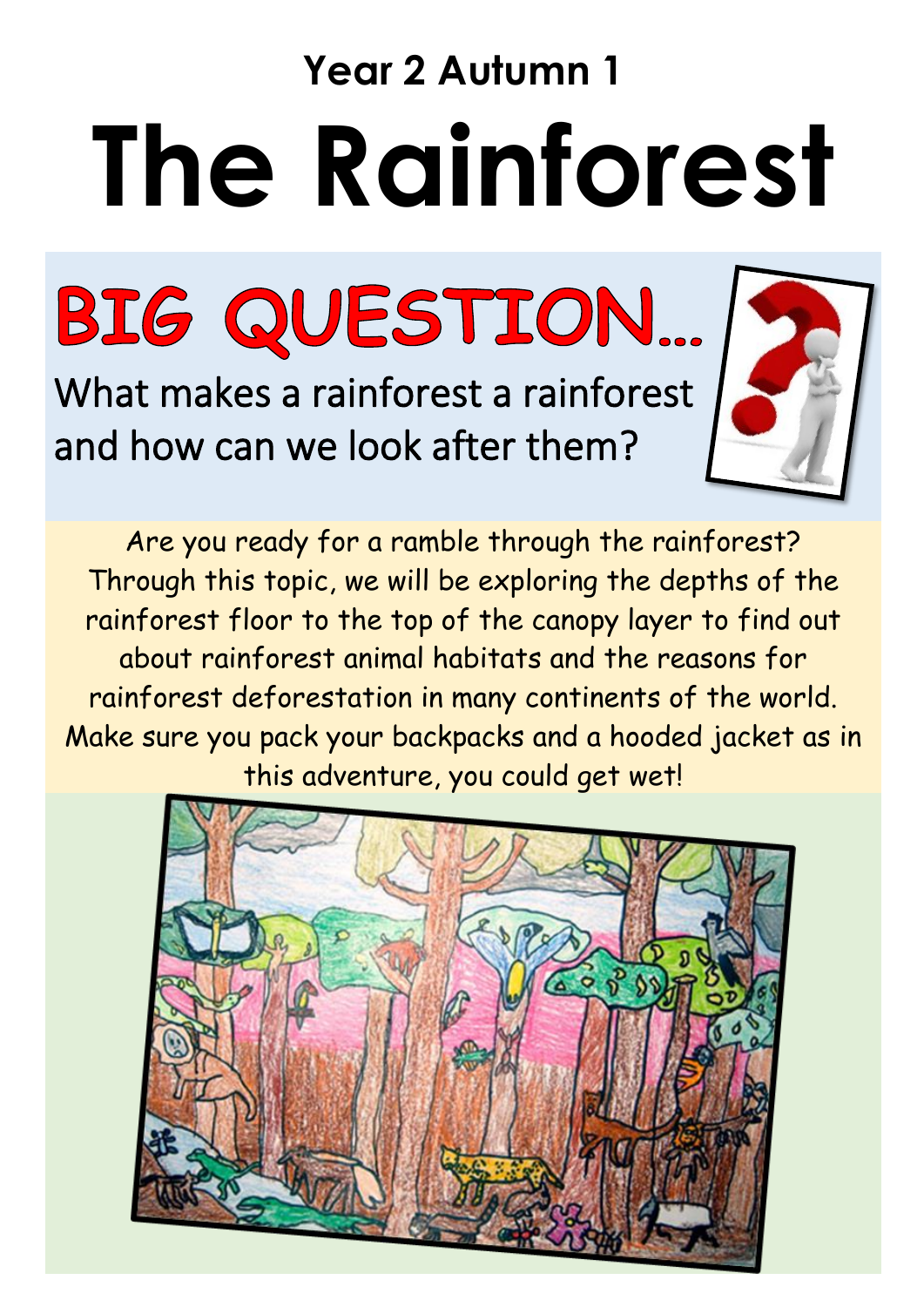## Year 2 Autumn 1

# The Rainforest

## BIG QUESTION...

What makes a rainforest a rainforest and how can we look after them?

Are you ready for a ramble through the rainforest? Through this topic, we will be exploring the depths of the rainforest floor to the top of the canopy layer to find out about rainforest animal habitats and the reasons for rainforest deforestation in many continents of the world. Make sure you pack your backpacks and a hooded jacket as in this adventure, you could get wet!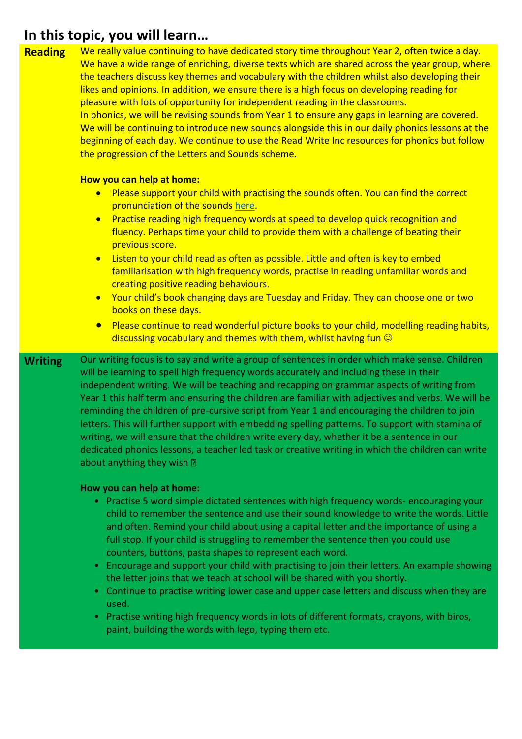# In this topic, you will learn…

## Reading

We really value continuing to have dedicated story time throughout Year 2, often twice a day. We have a wide range of enriching, diverse texts which are shared across the year group, where the teachers discuss key themes and vocabulary with the children whilst also developing their likes and opinions. In addition, we ensure there is a high focus on developing reading for pleasure with lots of opportunity for independent reading in the classrooms.

In phonics, we will be revising sounds from Year 1 to ensure any gaps in learning are covered. We will be continuing to introduce new sounds alongside this in our daily phonics lessons at the beginning of each day. We continue to use the Read Write Inc resources for phonics but follow the progression of the Letters and Sounds scheme.

**How you can help at home:**

- Please support your child with practising the sounds often. You can find the correct pronunciation of the sounds here.
- Practise reading high frequency words at speed to develop quick recognition and fluency. Perhaps time your child to provide them with a challenge of beating their previous score.
- Listen to your child read as often as possible. Little and often is key to embed familiarisation with high frequency words, practise in reading unfamiliar words and creating positive reading behaviours.
- Your child's book changing days are Tuesday and Friday. They can choose one or two books on these days.
- Please continue to read wonderful picture books to your child, modelling reading habits, discussing vocabulary and themes with them, whilst having fun ☺

## Writing

Our writing focus is to say and write a group of sentences in order which make sense. Children will be learning to spell high frequency words accurately and including these in their independent writing. We will be teaching and recapping on grammar aspects of writing from Year 1 this half term and ensuring the children are familiar with adjectives and verbs. We will be reminding the children of pre-cursive script from Year 1 and encouraging the children to join letters. This will further support with embedding spelling patterns. To support with stamina of writing, we will ensure that the children write every day, whether it be a sentence in our dedicated phonics lessons, a teacher led task or creative writing in which the children can write about anything they wish

**How you can help at home:**

- Practise 5 word simple dictated sentences with high frequency words- encouraging your child to remember the sentence and use their sound knowledge to write the words. Little and often. Remind your child about using a capital letter and the importance of using a full stop. If your child is struggling to remember the sentence then you could use counters, buttons, pasta shapes to represent each word.
- Encourage and support your child with practising to join their letters. An example showing the letter joins that we teach at school will be shared with you shortly.
- Continue to practise writing lower case and upper case letters and discuss when they are used.
- Practise writing high frequency words in lots of different formats, crayons, with biros, paint, building the words with lego, typing them etc.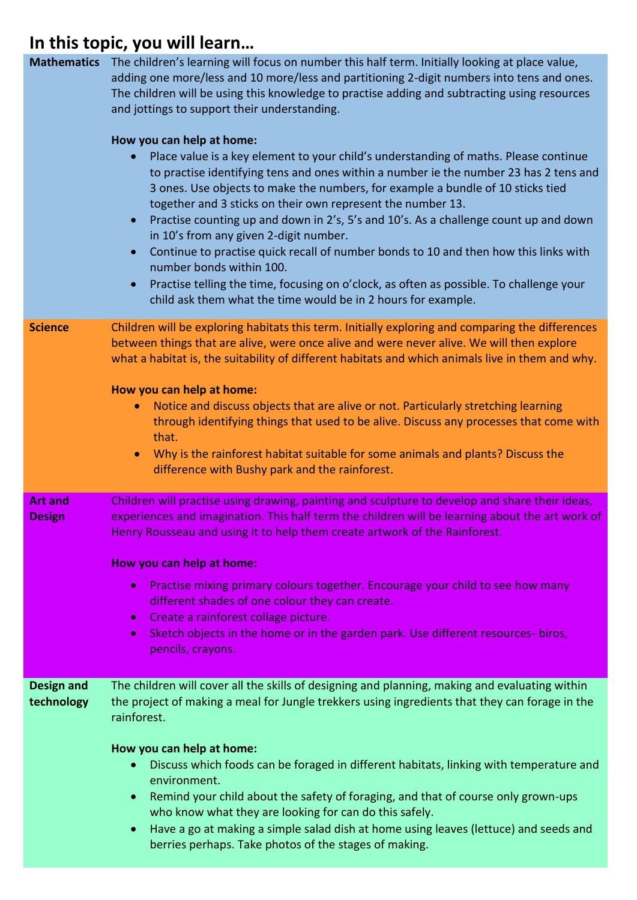# In this topic, you will learn…

## Mathematics

The children's learning will focus on number this half term. Initially looking at place value, adding one more/less and 10 more/less and partitioning 2-digit numbers into tens and ones. The children will be using this knowledge to practise adding and subtracting using resources and jottings to support their understanding.

**How you can help at home:**

- Place value is a key element to your child's understanding of maths. Please continue to practise identifying tens and ones within a number ie the number 23 has 2 tens and 3 ones. Use objects to make the numbers, for example a bundle of 10 sticks tied together and 3 sticks on their own represent the number 13.
- Practise counting up and down in 2's, 5's and 10's. As a challenge count up and down in 10's from any given 2-digit number.
- Continue to practise quick recall of number bonds to 10 and then how this links with number bonds within 100.
- Practise telling the time, focusing on o'clock, as often as possible. To challenge your child ask them what the time would be in 2 hours for example.

## Science

Children will be exploring habitats this term. Initially exploring and comparing the differences between things that are alive, were once alive and were never alive. We will then explore what a habitat is, the suitability of different habitats and which animals live in them and why.

**How you can help at home:**

- Notice and discuss objects that are alive or not. Particularly stretching learning through identifying things that used to be alive. Discuss any processes that come with that.
- Why is the rainforest habitat suitable for some animals and plants? Discuss the difference with Bushy park and the rainforest.

## Art and Design

Children will practise using drawing, painting and sculpture to develop and share their ideas, experiences and imagination. This half term the children will be learning about the art work of Henry Rousseau and using it to help them create artwork of the Rainforest.

**How you can help at home:**

- Practise mixing primary colours together. Encourage your child to see how many different shades of one colour they can create.
- Create a rainforest collage picture.
- Sketch objects in the home or in the garden park. Use different resources- biros, pencils, crayons.

## Design and technology

The children will cover all the skills of designing and planning, making and evaluating within the project of making a meal for Jungle trekkers using ingredients that they can forage in the rainforest.

**How you can help at home:**

- Discuss which foods can be foraged in different habitats, linking with temperature and environment.
- Remind your child about the safety of foraging, and that of course only grown-ups who know what they are looking for can do this safely.
- Have a go at making a simple salad dish at home using leaves (lettuce) and seeds and berries perhaps. Take photos of the stages of making.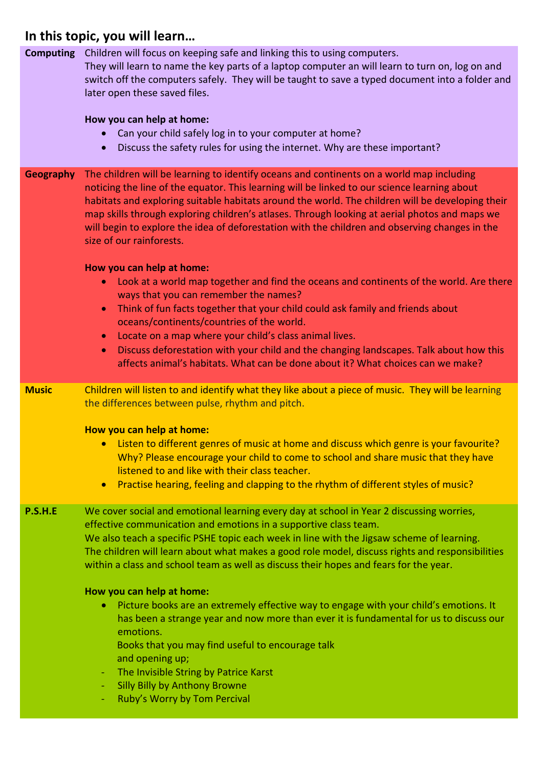## In this topic, you will learn…

**Computing**

Children will focus on keeping safe and linking this to using computers.
They will learn to name the key parts of a laptop computer an will learn to turn on, log on and switch off the computers safely. They will be taught to save a typed document into a folder and later open these saved files.

**How you can help at home:**

- Can your child safely log in to your computer at home?
- Discuss the safety rules for using the internet. Why are these important?

**Geography**

The children will be learning to identify oceans and continents on a world map including noticing the line of the equator. This learning will be linked to our science learning about habitats and exploring suitable habitats around the world. The children will be developing their map skills through exploring children's atlases. Through looking at aerial photos and maps we will begin to explore the idea of deforestation with the children and observing changes in the size of our rainforests.

**How you can help at home:**

- Look at a world map together and find the oceans and continents of the world. Are there ways that you can remember the names?
- Think of fun facts together that your child could ask family and friends about oceans/continents/countries of the world.
- Locate on a map where your child's class animal lives.
- Discuss deforestation with your child and the changing landscapes. Talk about how this affects animal's habitats. What can be done about it? What choices can we make?

**Music**

Children will listen to and identify what they like about a piece of music. They will be learning the differences between pulse, rhythm and pitch.

**How you can help at home:**

- Listen to different genres of music at home and discuss which genre is your favourite? Why? Please encourage your child to come to school and share music that they have listened to and like with their class teacher.
- Practise hearing, feeling and clapping to the rhythm of different styles of music?

**P.S.H.E**

We cover social and emotional learning every day at school in Year 2 discussing worries, effective communication and emotions in a supportive class team.
We also teach a specific PSHE topic each week in line with the Jigsaw scheme of learning. The children will learn about what makes a good role model, discuss rights and responsibilities within a class and school team as well as discuss their hopes and fears for the year.

**How you can help at home:**

- Picture books are an extremely effective way to engage with your child's emotions. It has been a strange year and now more than ever it is fundamental for us to discuss our emotions.
  Books that you may find useful to encourage talk and opening up;
  - The Invisible String by Patrice Karst
  - Silly Billy by Anthony Browne
  - Ruby's Worry by Tom Percival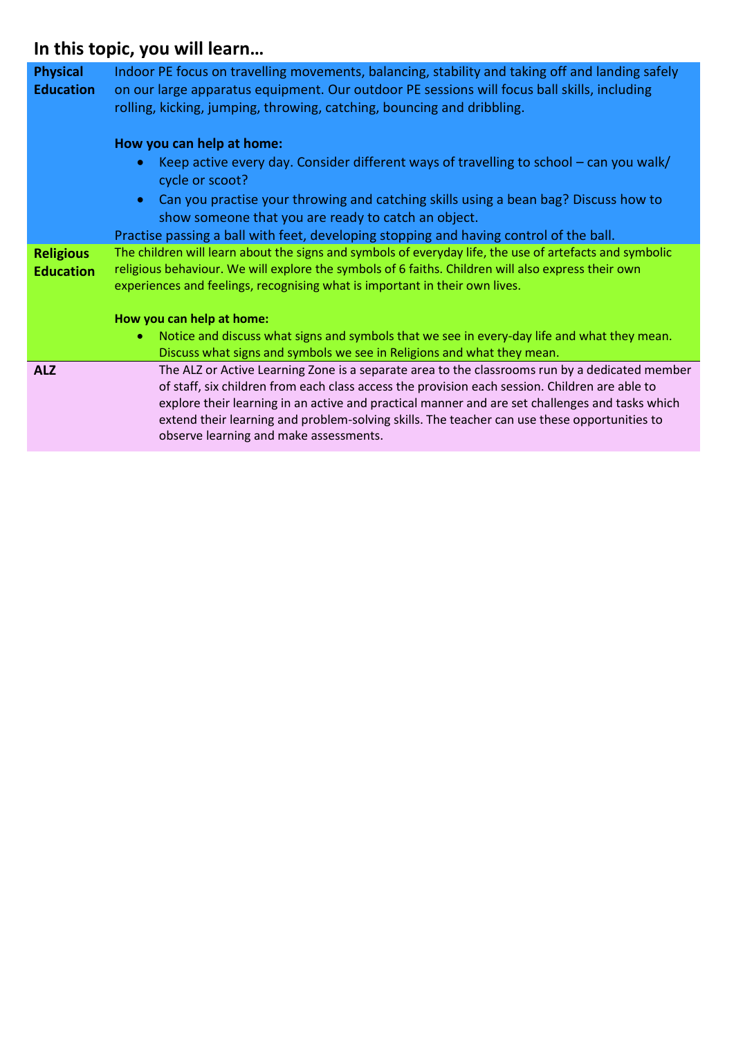## In this topic, you will learn…

| | |
|---|---|
| **Physical Education** | Indoor PE focus on travelling movements, balancing, stability and taking off and landing safely on our large apparatus equipment. Our outdoor PE sessions will focus ball skills, including rolling, kicking, jumping, throwing, catching, bouncing and dribbling.<br><br>**How you can help at home:**<br>• Keep active every day. Consider different ways of travelling to school – can you walk/ cycle or scoot?<br>• Can you practise your throwing and catching skills using a bean bag? Discuss how to show someone that you are ready to catch an object.<br>Practise passing a ball with feet, developing stopping and having control of the ball. |
| **Religious Education** | The children will learn about the signs and symbols of everyday life, the use of artefacts and symbolic religious behaviour. We will explore the symbols of 6 faiths. Children will also express their own experiences and feelings, recognising what is important in their own lives.<br><br>**How you can help at home:**<br>• Notice and discuss what signs and symbols that we see in every-day life and what they mean. Discuss what signs and symbols we see in Religions and what they mean. |
| **ALZ** | The ALZ or Active Learning Zone is a separate area to the classrooms run by a dedicated member of staff, six children from each class access the provision each session. Children are able to explore their learning in an active and practical manner and are set challenges and tasks which extend their learning and problem-solving skills. The teacher can use these opportunities to observe learning and make assessments. |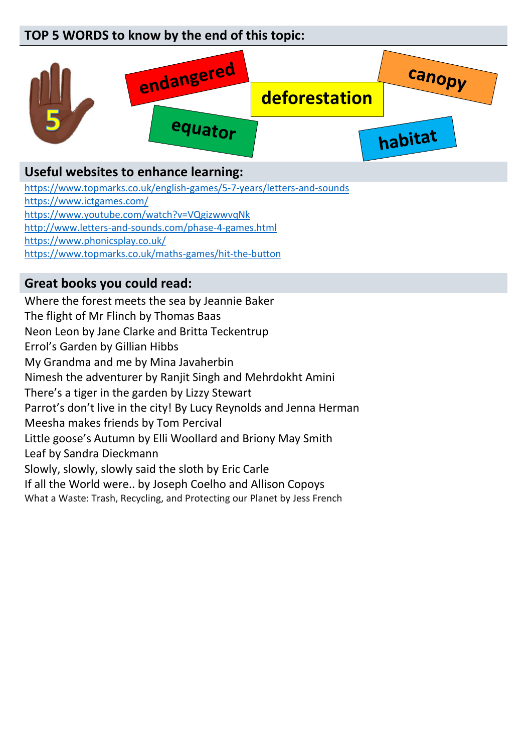## TOP 5 WORDS to know by the end of this topic:

5

endangered

deforestation

canopy

equator

habitat

## Useful websites to enhance learning:

https://www.topmarks.co.uk/english-games/5-7-years/letters-and-sounds
https://www.ictgames.com/
https://www.youtube.com/watch?v=VQgizwwvqNk
http://www.letters-and-sounds.com/phase-4-games.html
https://www.phonicsplay.co.uk/
https://www.topmarks.co.uk/maths-games/hit-the-button

## Great books you could read:

Where the forest meets the sea by Jeannie Baker
The flight of Mr Flinch by Thomas Baas
Neon Leon by Jane Clarke and Britta Teckentrup
Errol's Garden by Gillian Hibbs
My Grandma and me by Mina Javaherbin
Nimesh the adventurer by Ranjit Singh and Mehrdokht Amini
There's a tiger in the garden by Lizzy Stewart
Parrot's don't live in the city! By Lucy Reynolds and Jenna Herman
Meesha makes friends by Tom Percival
Little goose's Autumn by Elli Woollard and Briony May Smith
Leaf by Sandra Dieckmann
Slowly, slowly, slowly said the sloth by Eric Carle
If all the World were.. by Joseph Coelho and Allison Copoys
What a Waste: Trash, Recycling, and Protecting our Planet by Jess French